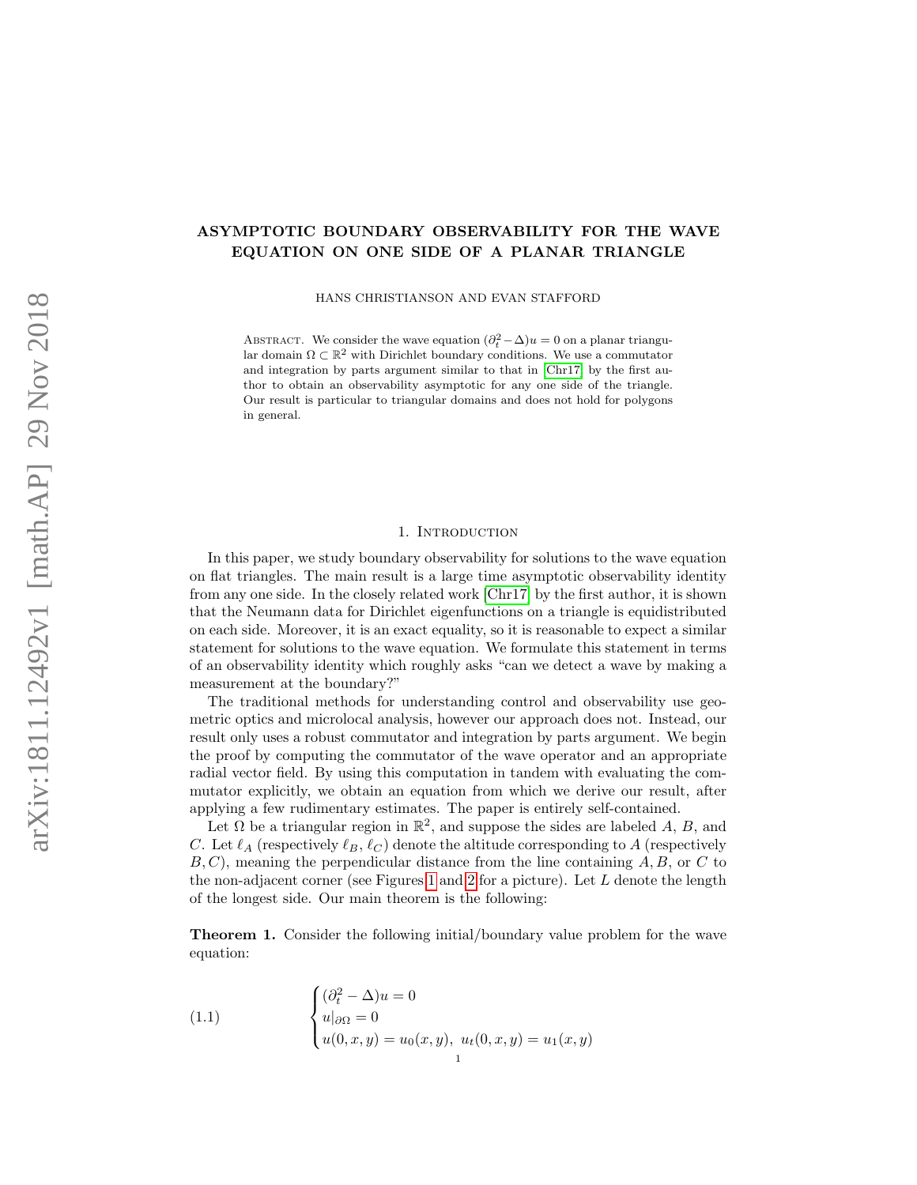# ASYMPTOTIC BOUNDARY OBSERVABILITY FOR THE WAVE EQUATION ON ONE SIDE OF A PLANAR TRIANGLE

HANS CHRISTIANSON AND EVAN STAFFORD

Abstract. We consider the wave equation $(\partial_t^2 - \Delta)u = 0$ on a planar triangular domain $\Omega \subset \mathbb{R}^2$ with Dirichlet boundary conditions. We use a commutator and integration by parts argument similar to that in [Chr17] by the first author to obtain an observability asymptotic for any one side of the triangle. Our result is particular to triangular domains and does not hold for polygons in general.

## 1. Introduction

In this paper, we study boundary observability for solutions to the wave equation on flat triangles. The main result is a large time asymptotic observability identity from any one side. In the closely related work [Chr17] by the first author, it is shown that the Neumann data for Dirichlet eigenfunctions on a triangle is equidistributed on each side. Moreover, it is an exact equality, so it is reasonable to expect a similar statement for solutions to the wave equation. We formulate this statement in terms of an observability identity which roughly asks "can we detect a wave by making a measurement at the boundary?"

The traditional methods for understanding control and observability use geometric optics and microlocal analysis, however our approach does not. Instead, our result only uses a robust commutator and integration by parts argument. We begin the proof by computing the commutator of the wave operator and an appropriate radial vector field. By using this computation in tandem with evaluating the commutator explicitly, we obtain an equation from which we derive our result, after applying a few rudimentary estimates. The paper is entirely self-contained.

Let $\Omega$ be a triangular region in $\mathbb{R}^2$, and suppose the sides are labeled $A$, $B$, and $C$. Let $\ell_A$ (respectively $\ell_B$, $\ell_C$) denote the altitude corresponding to $A$ (respectively $B, C$), meaning the perpendicular distance from the line containing $A, B$, or $C$ to the non-adjacent corner (see Figures 1 and 2 for a picture). Let $L$ denote the length of the longest side. Our main theorem is the following:

**Theorem 1.** *Consider the following initial/boundary value problem for the wave equation:*

$$
(1.1) \qquad \begin{cases} (\partial_t^2 - \Delta)u = 0 \\ u|_{\partial\Omega} = 0 \\ u(0,x,y) = u_0(x,y), \; u_t(0,x,y) = u_1(x,y) \end{cases}
$$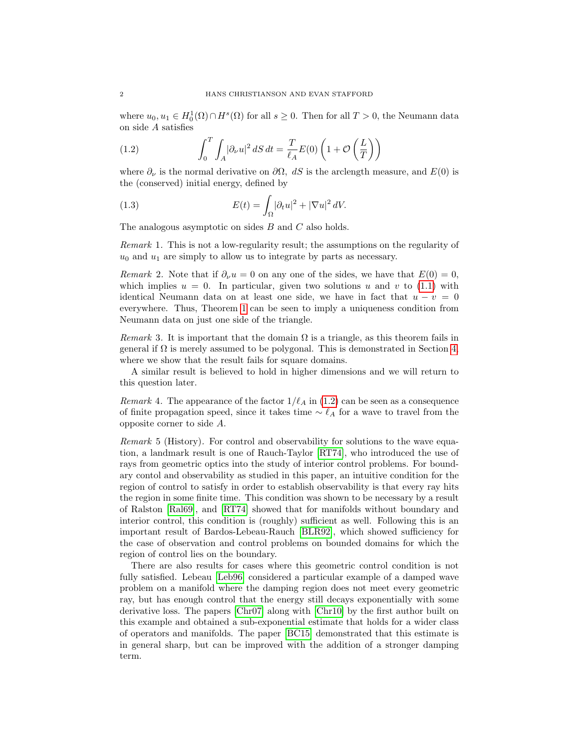where $u_0, u_1 \in H_0^1(\Omega) \cap H^s(\Omega)$ for all $s \geq 0$. Then for all $T > 0$, the Neumann data on side $A$ satisfies

$$\int_0^T \int_A |\partial_\nu u|^2 \, dS \, dt = \frac{T}{\ell_A} E(0) \left( 1 + \mathcal{O}\left( \frac{L}{T} \right) \right) \tag{1.2}$$

where $\partial_\nu$ is the normal derivative on $\partial\Omega$, $dS$ is the arclength measure, and $E(0)$ is the (conserved) initial energy, defined by

$$E(t) = \int_\Omega |\partial_t u|^2 + |\nabla u|^2 \, dV. \tag{1.3}$$

The analogous asymptotic on sides $B$ and $C$ also holds.

*Remark* 1. This is not a low-regularity result; the assumptions on the regularity of $u_0$ and $u_1$ are simply to allow us to integrate by parts as necessary.

*Remark* 2. Note that if $\partial_\nu u = 0$ on any one of the sides, we have that $E(0) = 0$, which implies $u = 0$. In particular, given two solutions $u$ and $v$ to (1.1) with identical Neumann data on at least one side, we have in fact that $u - v = 0$ everywhere. Thus, Theorem 1 can be seen to imply a uniqueness condition from Neumann data on just one side of the triangle.

*Remark* 3. It is important that the domain $\Omega$ is a triangle, as this theorem fails in general if $\Omega$ is merely assumed to be polygonal. This is demonstrated in Section 4, where we show that the result fails for square domains.

A similar result is believed to hold in higher dimensions and we will return to this question later.

*Remark* 4. The appearance of the factor $1/\ell_A$ in (1.2) can be seen as a consequence of finite propagation speed, since it takes time $\sim \ell_A$ for a wave to travel from the opposite corner to side $A$.

*Remark* 5 (History). For control and observability for solutions to the wave equation, a landmark result is one of Rauch-Taylor [RT74], who introduced the use of rays from geometric optics into the study of interior control problems. For boundary contol and observability as studied in this paper, an intuitive condition for the region of control to satisfy in order to establish observability is that every ray hits the region in some finite time. This condition was shown to be necessary by a result of Ralston [Ral69], and [RT74] showed that for manifolds without boundary and interior control, this condition is (roughly) sufficient as well. Following this is an important result of Bardos-Lebeau-Rauch [BLR92], which showed sufficiency for the case of observation and control problems on bounded domains for which the region of control lies on the boundary.

There are also results for cases where this geometric control condition is not fully satisfied. Lebeau [Leb96] considered a particular example of a damped wave problem on a manifold where the damping region does not meet every geometric ray, but has enough control that the energy still decays exponentially with some derivative loss. The papers [Chr07] along with [Chr10] by the first author built on this example and obtained a sub-exponential estimate that holds for a wider class of operators and manifolds. The paper [BC15] demonstrated that this estimate is in general sharp, but can be improved with the addition of a stronger damping term.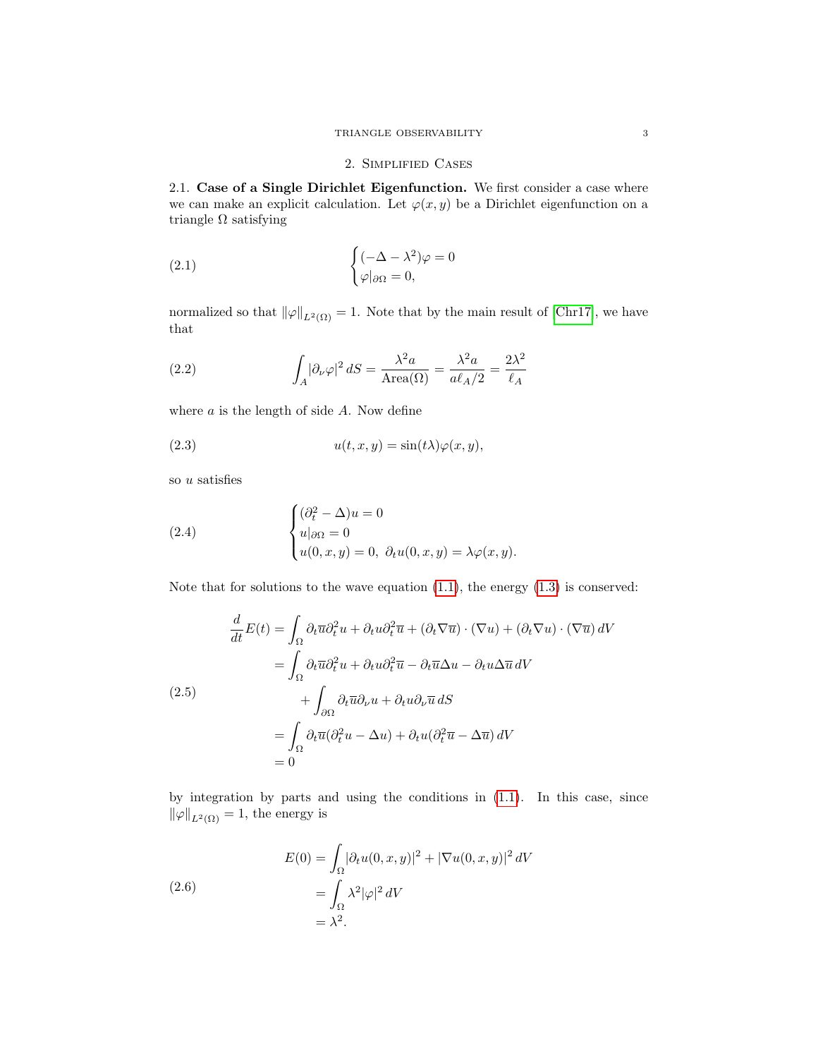## 2. Simplified Cases

**2.1. Case of a Single Dirichlet Eigenfunction.** We first consider a case where we can make an explicit calculation. Let $\varphi(x, y)$ be a Dirichlet eigenfunction on a triangle $\Omega$ satisfying

$$
\begin{cases} (-\Delta - \lambda^2)\varphi = 0 \\ \varphi|_{\partial\Omega} = 0, \end{cases} \tag{2.1}
$$

normalized so that $\|\varphi\|_{L^2(\Omega)} = 1$. Note that by the main result of [Chr17], we have that

$$
\int_A |\partial_\nu \varphi|^2 \, dS = \frac{\lambda^2 a}{\text{Area}(\Omega)} = \frac{\lambda^2 a}{a\ell_A/2} = \frac{2\lambda^2}{\ell_A} \tag{2.2}
$$

where $a$ is the length of side $A$. Now define

$$
u(t, x, y) = \sin(t\lambda)\varphi(x, y), \tag{2.3}
$$

so $u$ satisfies

$$
\begin{cases} (\partial_t^2 - \Delta)u = 0 \\ u|_{\partial\Omega} = 0 \\ u(0, x, y) = 0, \ \partial_t u(0, x, y) = \lambda\varphi(x, y). \end{cases} \tag{2.4}
$$

Note that for solutions to the wave equation (1.1), the energy (1.3) is conserved:

$$
\begin{aligned}
\frac{d}{dt}E(t) &= \int_\Omega \partial_t \overline{u} \partial_t^2 u + \partial_t u \partial_t^2 \overline{u} + (\partial_t \nabla \overline{u}) \cdot (\nabla u) + (\partial_t \nabla u) \cdot (\nabla \overline{u}) \, dV \\
&= \int_\Omega \partial_t \overline{u} \partial_t^2 u + \partial_t u \partial_t^2 \overline{u} - \partial_t \overline{u} \Delta u - \partial_t u \Delta \overline{u} \, dV \\
&\quad + \int_{\partial\Omega} \partial_t \overline{u} \partial_\nu u + \partial_t u \partial_\nu \overline{u} \, dS \\
&= \int_\Omega \partial_t \overline{u}(\partial_t^2 u - \Delta u) + \partial_t u(\partial_t^2 \overline{u} - \Delta \overline{u}) \, dV \\
&= 0
\end{aligned} \tag{2.5}
$$

by integration by parts and using the conditions in (1.1). In this case, since $\|\varphi\|_{L^2(\Omega)} = 1$, the energy is

$$
\begin{aligned}
E(0) &= \int_\Omega |\partial_t u(0, x, y)|^2 + |\nabla u(0, x, y)|^2 \, dV \\
&= \int_\Omega \lambda^2 |\varphi|^2 \, dV \\
&= \lambda^2.
\end{aligned} \tag{2.6}
$$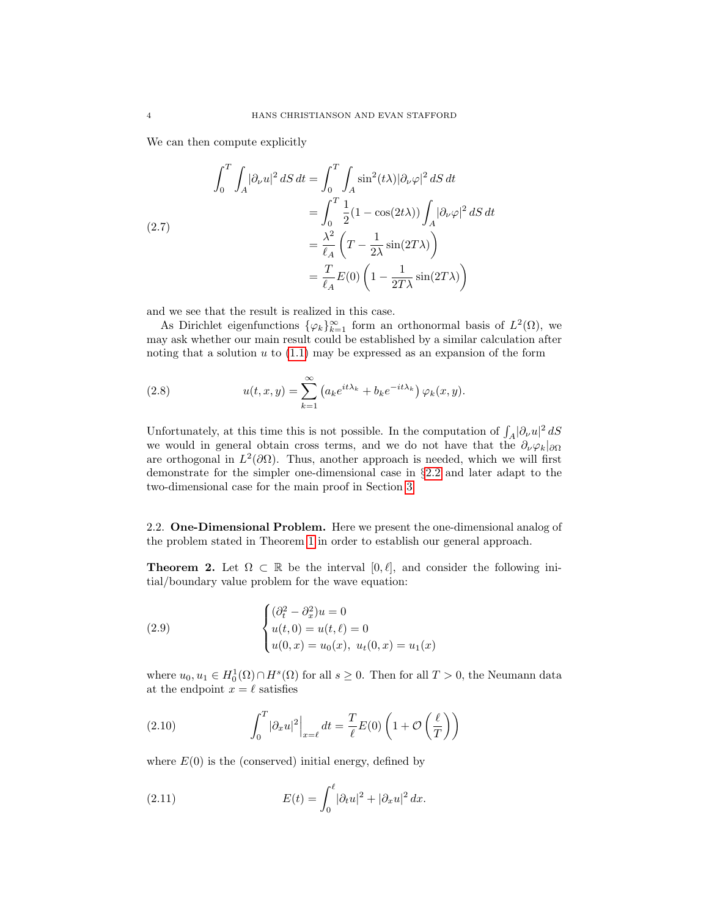We can then compute explicitly

$$
\begin{aligned}
\int_0^T \int_A |\partial_\nu u|^2 \, dS \, dt &= \int_0^T \int_A \sin^2(t\lambda) |\partial_\nu \varphi|^2 \, dS \, dt \\
&= \int_0^T \frac{1}{2}(1 - \cos(2t\lambda)) \int_A |\partial_\nu \varphi|^2 \, dS \, dt \\
&= \frac{\lambda^2}{\ell_A} \left( T - \frac{1}{2\lambda} \sin(2T\lambda) \right) \\
&= \frac{T}{\ell_A} E(0) \left( 1 - \frac{1}{2T\lambda} \sin(2T\lambda) \right)
\end{aligned} \tag{2.7}
$$

and we see that the result is realized in this case.

As Dirichlet eigenfunctions $\{\varphi_k\}_{k=1}^\infty$ form an orthonormal basis of $L^2(\Omega)$, we may ask whether our main result could be established by a similar calculation after noting that a solution $u$ to (1.1) may be expressed as an expansion of the form

$$
u(t, x, y) = \sum_{k=1}^{\infty} \left( a_k e^{it\lambda_k} + b_k e^{-it\lambda_k} \right) \varphi_k(x, y). \tag{2.8}
$$

Unfortunately, at this time this is not possible. In the computation of $\int_A |\partial_\nu u|^2 \, dS$ we would in general obtain cross terms, and we do not have that the $\partial_\nu \varphi_k|_{\partial\Omega}$ are orthogonal in $L^2(\partial\Omega)$. Thus, another approach is needed, which we will first demonstrate for the simpler one-dimensional case in §2.2 and later adapt to the two-dimensional case for the main proof in Section 3.

### 2.2. One-Dimensional Problem.

Here we present the one-dimensional analog of the problem stated in Theorem 1 in order to establish our general approach.

**Theorem 2.** Let $\Omega \subset \mathbb{R}$ be the interval $[0, \ell]$, and consider the following initial/boundary value problem for the wave equation:

$$
\begin{cases}
(\partial_t^2 - \partial_x^2) u = 0 \\
u(t, 0) = u(t, \ell) = 0 \\
u(0, x) = u_0(x), \ u_t(0, x) = u_1(x)
\end{cases} \tag{2.9}
$$

where $u_0, u_1 \in H_0^1(\Omega) \cap H^s(\Omega)$ for all $s \geq 0$. Then for all $T > 0$, the Neumann data at the endpoint $x = \ell$ satisfies

$$
\int_0^T |\partial_x u|^2 \Big|_{x=\ell} \, dt = \frac{T}{\ell} E(0) \left( 1 + \mathcal{O}\left( \frac{\ell}{T} \right) \right) \tag{2.10}
$$

where $E(0)$ is the (conserved) initial energy, defined by

$$
E(t) = \int_0^\ell |\partial_t u|^2 + |\partial_x u|^2 \, dx. \tag{2.11}
$$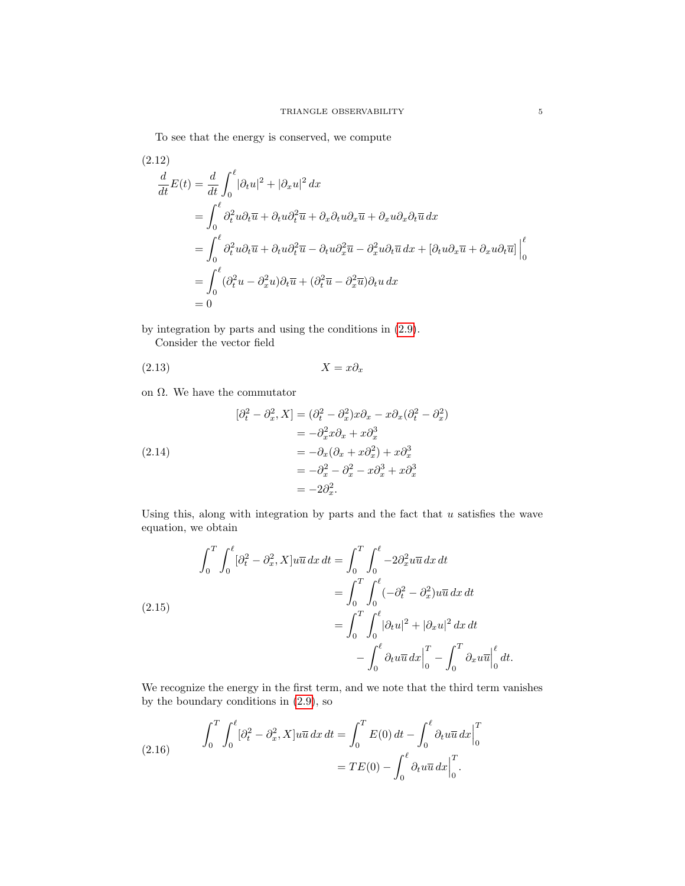To see that the energy is conserved, we compute

(2.12)

$$
\begin{aligned}
\frac{d}{dt}E(t) &= \frac{d}{dt}\int_0^\ell |\partial_t u|^2 + |\partial_x u|^2 \, dx \\
&= \int_0^\ell \partial_t^2 u \partial_t \overline{u} + \partial_t u \partial_t^2 \overline{u} + \partial_x \partial_t u \partial_x \overline{u} + \partial_x u \partial_x \partial_t \overline{u} \, dx \\
&= \int_0^\ell \partial_t^2 u \partial_t \overline{u} + \partial_t u \partial_t^2 \overline{u} - \partial_t u \partial_x^2 \overline{u} - \partial_x^2 u \partial_t \overline{u} \, dx + [\partial_t u \partial_x \overline{u} + \partial_x u \partial_t \overline{u}] \Big|_0^\ell \\
&= \int_0^\ell (\partial_t^2 u - \partial_x^2 u)\partial_t \overline{u} + (\partial_t^2 \overline{u} - \partial_x^2 \overline{u})\partial_t u \, dx \\
&= 0
\end{aligned}
$$

by integration by parts and using the conditions in (2.9).

Consider the vector field

$$
X = x\partial_x \tag{2.13}
$$

on $\Omega$. We have the commutator

$$
\begin{aligned}
[\partial_t^2 - \partial_x^2, X] &= (\partial_t^2 - \partial_x^2)x\partial_x - x\partial_x(\partial_t^2 - \partial_x^2) \\
&= -\partial_x^2 x \partial_x + x\partial_x^3 \\
&= -\partial_x(\partial_x + x\partial_x^2) + x\partial_x^3 \\
&= -\partial_x^2 - \partial_x^2 - x\partial_x^3 + x\partial_x^3 \\
&= -2\partial_x^2.
\end{aligned} \tag{2.14}
$$

Using this, along with integration by parts and the fact that $u$ satisfies the wave equation, we obtain

$$
\begin{aligned}
\int_0^T \int_0^\ell [\partial_t^2 - \partial_x^2, X] u \overline{u} \, dx \, dt &= \int_0^T \int_0^\ell -2\partial_x^2 u \overline{u} \, dx \, dt \\
&= \int_0^T \int_0^\ell (-\partial_t^2 - \partial_x^2) u \overline{u} \, dx \, dt \\
&= \int_0^T \int_0^\ell |\partial_t u|^2 + |\partial_x u|^2 \, dx \, dt \\
&\quad - \int_0^\ell \partial_t u \overline{u} \, dx \Big|_0^T - \int_0^T \partial_x u \overline{u} \Big|_0^\ell dt.
\end{aligned} \tag{2.15}
$$

We recognize the energy in the first term, and we note that the third term vanishes by the boundary conditions in (2.9), so

$$
\begin{aligned}
\int_0^T \int_0^\ell [\partial_t^2 - \partial_x^2, X] u \overline{u} \, dx \, dt &= \int_0^T E(0) \, dt - \int_0^\ell \partial_t u \overline{u} \, dx \Big|_0^T \\
&= TE(0) - \int_0^\ell \partial_t u \overline{u} \, dx \Big|_0^T.
\end{aligned} \tag{2.16}
$$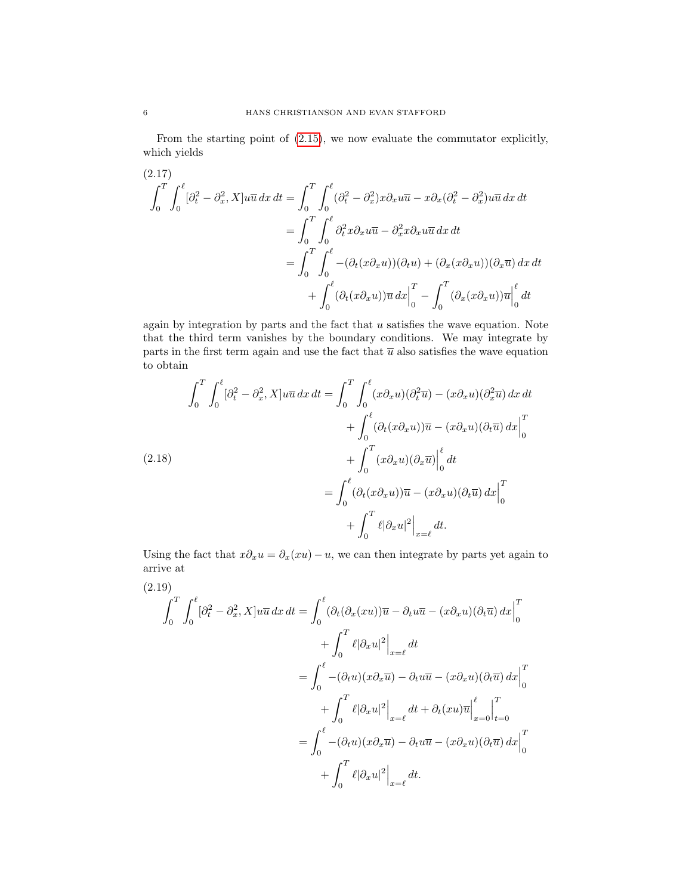From the starting point of (2.15), we now evaluate the commutator explicitly, which yields

$$
\begin{aligned}
\int_0^T \int_0^\ell [\partial_t^2 - \partial_x^2, X] u\overline{u}\, dx\, dt &= \int_0^T \int_0^\ell (\partial_t^2 - \partial_x^2) x\partial_x u\overline{u} - x\partial_x(\partial_t^2 - \partial_x^2) u\overline{u}\, dx\, dt \\
&= \int_0^T \int_0^\ell \partial_t^2 x\partial_x u\overline{u} - \partial_x^2 x\partial_x u\overline{u}\, dx\, dt \\
&= \int_0^T \int_0^\ell -(\partial_t(x\partial_x u))(\partial_t u) + (\partial_x(x\partial_x u))(\partial_x \overline{u})\, dx\, dt \\
&\quad + \int_0^\ell (\partial_t(x\partial_x u))\overline{u}\, dx\Big|_0^T - \int_0^T (\partial_x(x\partial_x u))\overline{u}\Big|_0^\ell dt
\end{aligned}
\tag{2.17}
$$

again by integration by parts and the fact that $u$ satisfies the wave equation. Note that the third term vanishes by the boundary conditions. We may integrate by parts in the first term again and use the fact that $\overline{u}$ also satisfies the wave equation to obtain

$$
\begin{aligned}
\int_0^T \int_0^\ell [\partial_t^2 - \partial_x^2, X] u\overline{u}\, dx\, dt &= \int_0^T \int_0^\ell (x\partial_x u)(\partial_t^2 \overline{u}) - (x\partial_x u)(\partial_x^2 \overline{u})\, dx\, dt \\
&\quad + \int_0^\ell (\partial_t(x\partial_x u))\overline{u} - (x\partial_x u)(\partial_t \overline{u})\, dx\Big|_0^T \\
&\quad + \int_0^T (x\partial_x u)(\partial_x \overline{u})\Big|_0^\ell dt \\
&= \int_0^\ell (\partial_t(x\partial_x u))\overline{u} - (x\partial_x u)(\partial_t \overline{u})\, dx\Big|_0^T \\
&\quad + \int_0^T \ell |\partial_x u|^2\Big|_{x=\ell} dt.
\end{aligned}
\tag{2.18}
$$

Using the fact that $x\partial_x u = \partial_x(xu) - u$, we can then integrate by parts yet again to arrive at

$$
\begin{aligned}
\int_0^T \int_0^\ell [\partial_t^2 - \partial_x^2, X] u\overline{u}\, dx\, dt &= \int_0^\ell (\partial_t(\partial_x(xu))\overline{u} - \partial_t u\overline{u} - (x\partial_x u)(\partial_t \overline{u})\, dx\Big|_0^T \\
&\quad + \int_0^T \ell |\partial_x u|^2\Big|_{x=\ell} dt \\
&= \int_0^\ell -(\partial_t u)(x\partial_x \overline{u}) - \partial_t u\overline{u} - (x\partial_x u)(\partial_t \overline{u})\, dx\Big|_0^T \\
&\quad + \int_0^T \ell |\partial_x u|^2\Big|_{x=\ell} dt + \partial_t(xu)\overline{u}\Big|_{x=0}^\ell\Big|_{t=0}^T \\
&= \int_0^\ell -(\partial_t u)(x\partial_x \overline{u}) - \partial_t u\overline{u} - (x\partial_x u)(\partial_t \overline{u})\, dx\Big|_0^T \\
&\quad + \int_0^T \ell |\partial_x u|^2\Big|_{x=\ell} dt.
\end{aligned}
\tag{2.19}
$$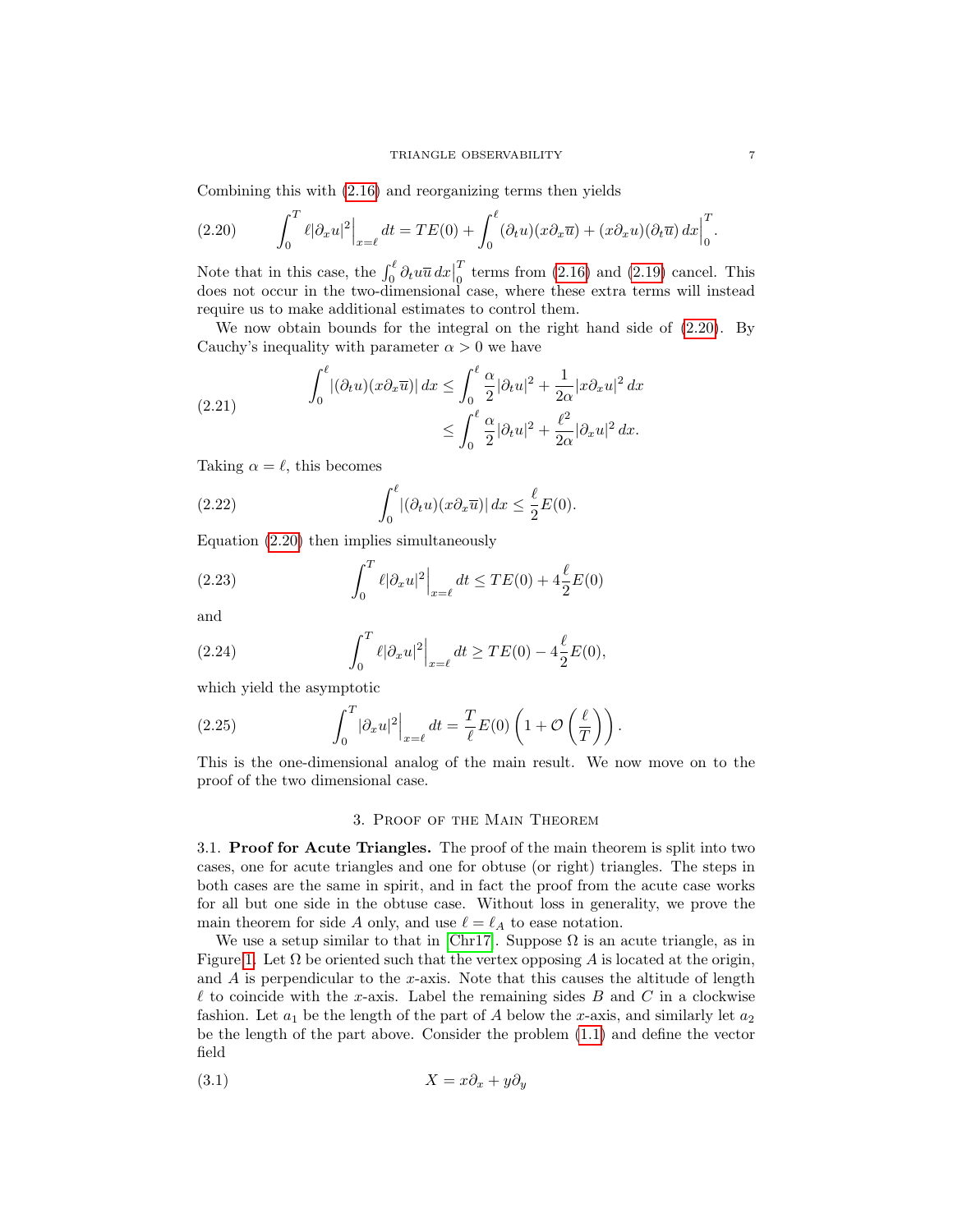Combining this with (2.16) and reorganizing terms then yields

$$\int_0^T \ell|\partial_x u|^2\Big|_{x=\ell}\,dt = TE(0) + \int_0^\ell (\partial_t u)(x\partial_x\overline{u}) + (x\partial_x u)(\partial_t\overline{u})\,dx\Big|_0^T. \tag{2.20}$$

Note that in this case, the $\int_0^\ell \partial_t u\overline{u}\,dx\Big|_0^T$ terms from (2.16) and (2.19) cancel. This does not occur in the two-dimensional case, where these extra terms will instead require us to make additional estimates to control them.

We now obtain bounds for the integral on the right hand side of (2.20). By Cauchy's inequality with parameter $\alpha > 0$ we have

$$\begin{aligned}\int_0^\ell |(\partial_t u)(x\partial_x\overline{u})|\,dx &\le \int_0^\ell \frac{\alpha}{2}|\partial_t u|^2 + \frac{1}{2\alpha}|x\partial_x u|^2\,dx \\ &\le \int_0^\ell \frac{\alpha}{2}|\partial_t u|^2 + \frac{\ell^2}{2\alpha}|\partial_x u|^2\,dx.\end{aligned} \tag{2.21}$$

Taking $\alpha = \ell$, this becomes

$$\int_0^\ell |(\partial_t u)(x\partial_x\overline{u})|\,dx \le \frac{\ell}{2}E(0). \tag{2.22}$$

Equation (2.20) then implies simultaneously

$$\int_0^T \ell|\partial_x u|^2\Big|_{x=\ell}\,dt \le TE(0) + 4\frac{\ell}{2}E(0) \tag{2.23}$$

and

$$\int_0^T \ell|\partial_x u|^2\Big|_{x=\ell}\,dt \ge TE(0) - 4\frac{\ell}{2}E(0), \tag{2.24}$$

which yield the asymptotic

$$\int_0^T |\partial_x u|^2\Big|_{x=\ell}\,dt = \frac{T}{\ell}E(0)\left(1 + \mathcal{O}\left(\frac{\ell}{T}\right)\right). \tag{2.25}$$

This is the one-dimensional analog of the main result. We now move on to the proof of the two dimensional case.

## 3. Proof of the Main Theorem

3.1. **Proof for Acute Triangles.** The proof of the main theorem is split into two cases, one for acute triangles and one for obtuse (or right) triangles. The steps in both cases are the same in spirit, and in fact the proof from the acute case works for all but one side in the obtuse case. Without loss in generality, we prove the main theorem for side $A$ only, and use $\ell = \ell_A$ to ease notation.

We use a setup similar to that in [Chr17]. Suppose $\Omega$ is an acute triangle, as in Figure 1. Let $\Omega$ be oriented such that the vertex opposing $A$ is located at the origin, and $A$ is perpendicular to the $x$-axis. Note that this causes the altitude of length $\ell$ to coincide with the $x$-axis. Label the remaining sides $B$ and $C$ in a clockwise fashion. Let $a_1$ be the length of the part of $A$ below the $x$-axis, and similarly let $a_2$ be the length of the part above. Consider the problem (1.1) and define the vector field

$$X = x\partial_x + y\partial_y \tag{3.1}$$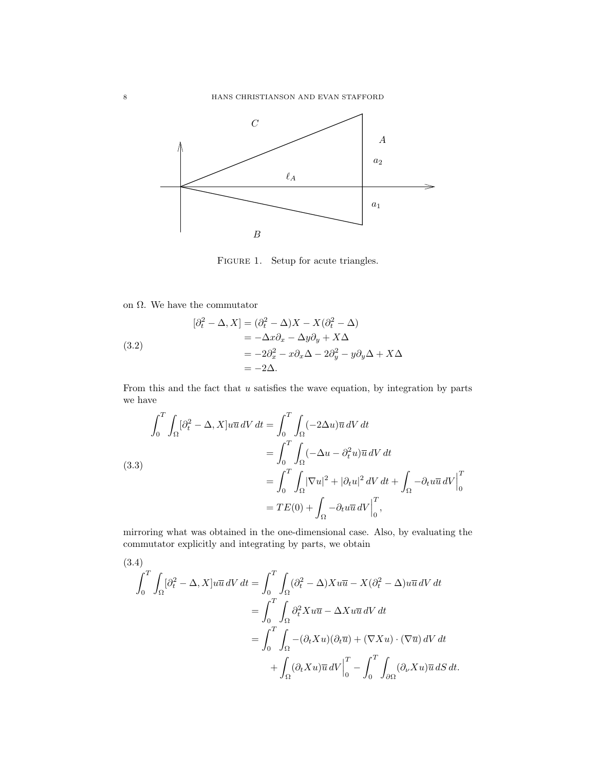FIGURE 1. Setup for acute triangles.

on $\Omega$. We have the commutator

$$
\begin{aligned}
[\partial_t^2 - \Delta, X] &= (\partial_t^2 - \Delta)X - X(\partial_t^2 - \Delta) \\
&= -\Delta x \partial_x - \Delta y \partial_y + X\Delta \\
&= -2\partial_x^2 - x\partial_x \Delta - 2\partial_y^2 - y\partial_y \Delta + X\Delta \\
&= -2\Delta.
\end{aligned} \tag{3.2}
$$

From this and the fact that $u$ satisfies the wave equation, by integration by parts we have

$$
\begin{aligned}
\int_0^T \int_\Omega [\partial_t^2 - \Delta, X] u \overline{u} \, dV \, dt &= \int_0^T \int_\Omega (-2\Delta u)\overline{u} \, dV \, dt \\
&= \int_0^T \int_\Omega (-\Delta u - \partial_t^2 u)\overline{u} \, dV \, dt \\
&= \int_0^T \int_\Omega |\nabla u|^2 + |\partial_t u|^2 \, dV \, dt + \int_\Omega -\partial_t u \overline{u} \, dV \Big|_0^T \\
&= TE(0) + \int_\Omega -\partial_t u \overline{u} \, dV \Big|_0^T,
\end{aligned} \tag{3.3}
$$

mirroring what was obtained in the one-dimensional case. Also, by evaluating the commutator explicitly and integrating by parts, we obtain

$$
\begin{aligned}
\int_0^T \int_\Omega [\partial_t^2 - \Delta, X] u \overline{u} \, dV \, dt &= \int_0^T \int_\Omega (\partial_t^2 - \Delta) X u \overline{u} - X(\partial_t^2 - \Delta) u \overline{u} \, dV \, dt \\
&= \int_0^T \int_\Omega \partial_t^2 X u \overline{u} - \Delta X u \overline{u} \, dV \, dt \\
&= \int_0^T \int_\Omega -(\partial_t X u)(\partial_t \overline{u}) + (\nabla X u) \cdot (\nabla \overline{u}) \, dV \, dt \\
&\quad + \int_\Omega (\partial_t X u)\overline{u} \, dV \Big|_0^T - \int_0^T \int_{\partial\Omega} (\partial_\nu X u)\overline{u} \, dS \, dt.
\end{aligned} \tag{3.4}
$$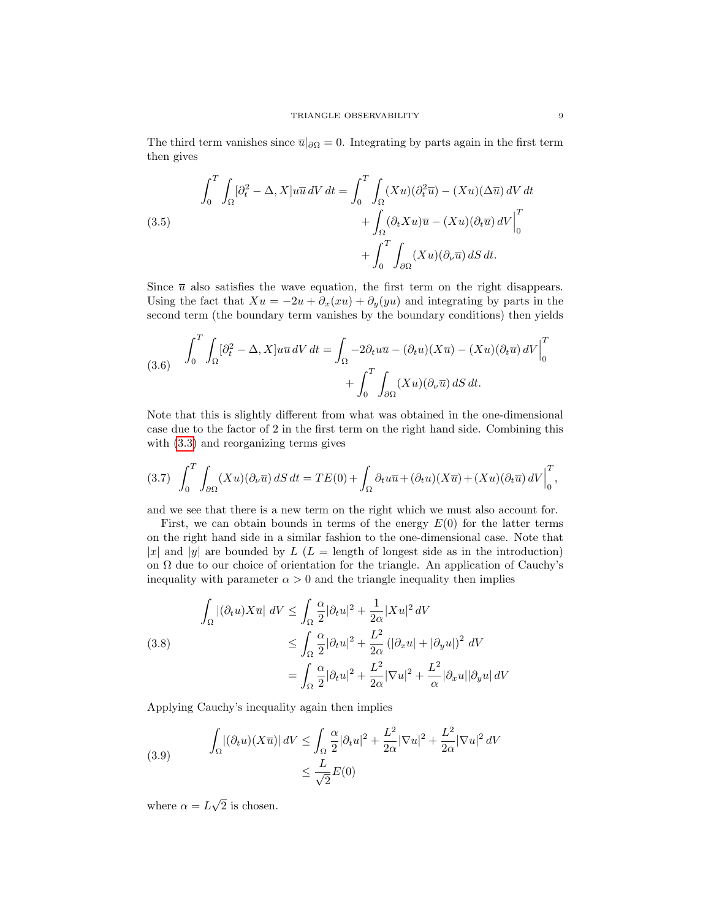The third term vanishes since $\overline{u}|_{\partial\Omega} = 0$. Integrating by parts again in the first term then gives

$$
\begin{aligned}
\int_0^T \int_\Omega [\partial_t^2 - \Delta, X] u\overline{u}\, dV\, dt = &\int_0^T \int_\Omega (Xu)(\partial_t^2 \overline{u}) - (Xu)(\Delta \overline{u})\, dV\, dt \\
&+ \int_\Omega (\partial_t Xu)\overline{u} - (Xu)(\partial_t \overline{u})\, dV\Big|_0^T \\
&+ \int_0^T \int_{\partial\Omega} (Xu)(\partial_\nu \overline{u})\, dS\, dt.
\end{aligned} \tag{3.5}
$$

Since $\overline{u}$ also satisfies the wave equation, the first term on the right disappears. Using the fact that $Xu = -2u + \partial_x(xu) + \partial_y(yu)$ and integrating by parts in the second term (the boundary term vanishes by the boundary conditions) then yields

$$
\begin{aligned}
\int_0^T \int_\Omega [\partial_t^2 - \Delta, X] u\overline{u}\, dV\, dt = &\int_\Omega -2\partial_t u\overline{u} - (\partial_t u)(X\overline{u}) - (Xu)(\partial_t \overline{u})\, dV\Big|_0^T \\
&+ \int_0^T \int_{\partial\Omega} (Xu)(\partial_\nu \overline{u})\, dS\, dt.
\end{aligned} \tag{3.6}
$$

Note that this is slightly different from what was obtained in the one-dimensional case due to the factor of 2 in the first term on the right hand side. Combining this with (3.3) and reorganizing terms gives

$$
\int_0^T \int_{\partial\Omega} (Xu)(\partial_\nu \overline{u})\, dS\, dt = TE(0) + \int_\Omega \partial_t u\overline{u} + (\partial_t u)(X\overline{u}) + (Xu)(\partial_t \overline{u})\, dV\Big|_0^T, \tag{3.7}
$$

and we see that there is a new term on the right which we must also account for.

First, we can obtain bounds in terms of the energy $E(0)$ for the latter terms on the right hand side in a similar fashion to the one-dimensional case. Note that $|x|$ and $|y|$ are bounded by $L$ ($L$ = length of longest side as in the introduction) on $\Omega$ due to our choice of orientation for the triangle. An application of Cauchy's inequality with parameter $\alpha > 0$ and the triangle inequality then implies

$$
\begin{aligned}
\int_\Omega |(\partial_t u) X\overline{u}|\, dV &\leq \int_\Omega \frac{\alpha}{2}|\partial_t u|^2 + \frac{1}{2\alpha}|Xu|^2\, dV \\
&\leq \int_\Omega \frac{\alpha}{2}|\partial_t u|^2 + \frac{L^2}{2\alpha}\left(|\partial_x u| + |\partial_y u|\right)^2\, dV \\
&= \int_\Omega \frac{\alpha}{2}|\partial_t u|^2 + \frac{L^2}{2\alpha}|\nabla u|^2 + \frac{L^2}{\alpha}|\partial_x u||\partial_y u|\, dV
\end{aligned} \tag{3.8}
$$

Applying Cauchy's inequality again then implies

$$
\begin{aligned}
\int_\Omega |(\partial_t u)(X\overline{u})|\, dV &\leq \int_\Omega \frac{\alpha}{2}|\partial_t u|^2 + \frac{L^2}{2\alpha}|\nabla u|^2 + \frac{L^2}{2\alpha}|\nabla u|^2\, dV \\
&\leq \frac{L}{\sqrt{2}} E(0)
\end{aligned} \tag{3.9}
$$

where $\alpha = L\sqrt{2}$ is chosen.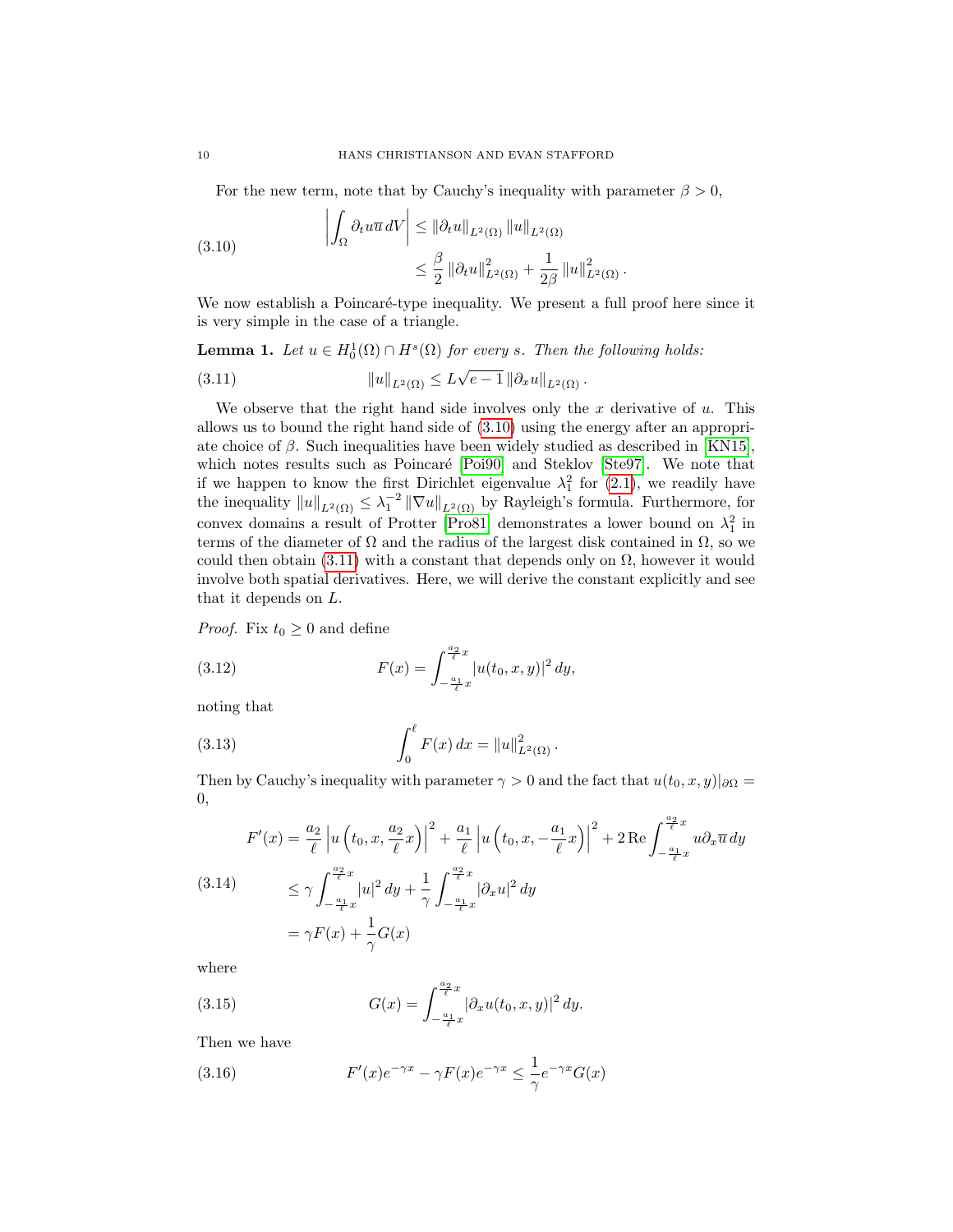For the new term, note that by Cauchy's inequality with parameter $\beta > 0$,

$$
\begin{aligned}
\left| \int_\Omega \partial_t u \overline{u} \, dV \right| &\leq \| \partial_t u \|_{L^2(\Omega)} \| u \|_{L^2(\Omega)} \\
&\leq \frac{\beta}{2} \| \partial_t u \|_{L^2(\Omega)}^2 + \frac{1}{2\beta} \| u \|_{L^2(\Omega)}^2 .
\end{aligned} \tag{3.10}
$$

We now establish a Poincaré-type inequality. We present a full proof here since it is very simple in the case of a triangle.

**Lemma 1.** *Let $u \in H_0^1(\Omega) \cap H^s(\Omega)$ for every $s$. Then the following holds:*

$$
\| u \|_{L^2(\Omega)} \leq L\sqrt{e-1} \, \| \partial_x u \|_{L^2(\Omega)} . \tag{3.11}
$$

We observe that the right hand side involves only the $x$ derivative of $u$. This allows us to bound the right hand side of (3.10) using the energy after an appropriate choice of $\beta$. Such inequalities have been widely studied as described in [KN15], which notes results such as Poincaré [Poi90] and Steklov [Ste97]. We note that if we happen to know the first Dirichlet eigenvalue $\lambda_1^2$ for (2.1), we readily have the inequality $\| u \|_{L^2(\Omega)} \leq \lambda_1^{-2} \| \nabla u \|_{L^2(\Omega)}$ by Rayleigh's formula. Furthermore, for convex domains a result of Protter [Pro81] demonstrates a lower bound on $\lambda_1^2$ in terms of the diameter of $\Omega$ and the radius of the largest disk contained in $\Omega$, so we could then obtain (3.11) with a constant that depends only on $\Omega$, however it would involve both spatial derivatives. Here, we will derive the constant explicitly and see that it depends on $L$.

*Proof.* Fix $t_0 \geq 0$ and define

$$
F(x) = \int_{-\frac{a_1}{\ell}x}^{\frac{a_2}{\ell}x} |u(t_0, x, y)|^2 \, dy, \tag{3.12}
$$

noting that

$$
\int_0^\ell F(x) \, dx = \| u \|_{L^2(\Omega)}^2 . \tag{3.13}
$$

Then by Cauchy's inequality with parameter $\gamma > 0$ and the fact that $u(t_0, x, y)|_{\partial\Omega} = 0$,

$$
\begin{aligned}
F'(x) &= \frac{a_2}{\ell} \left| u\left(t_0, x, \frac{a_2}{\ell}x\right) \right|^2 + \frac{a_1}{\ell} \left| u\left(t_0, x, -\frac{a_1}{\ell}x\right) \right|^2 + 2 \operatorname{Re} \int_{-\frac{a_1}{\ell}x}^{\frac{a_2}{\ell}x} u \partial_x \overline{u} \, dy \\
&\leq \gamma \int_{-\frac{a_1}{\ell}x}^{\frac{a_2}{\ell}x} |u|^2 \, dy + \frac{1}{\gamma} \int_{-\frac{a_1}{\ell}x}^{\frac{a_2}{\ell}x} |\partial_x u|^2 \, dy \\
&= \gamma F(x) + \frac{1}{\gamma} G(x)
\end{aligned} \tag{3.14}
$$

where

$$
G(x) = \int_{-\frac{a_1}{\ell}x}^{\frac{a_2}{\ell}x} |\partial_x u(t_0, x, y)|^2 \, dy. \tag{3.15}
$$

Then we have

$$
F'(x)e^{-\gamma x} - \gamma F(x) e^{-\gamma x} \leq \frac{1}{\gamma} e^{-\gamma x} G(x) \tag{3.16}
$$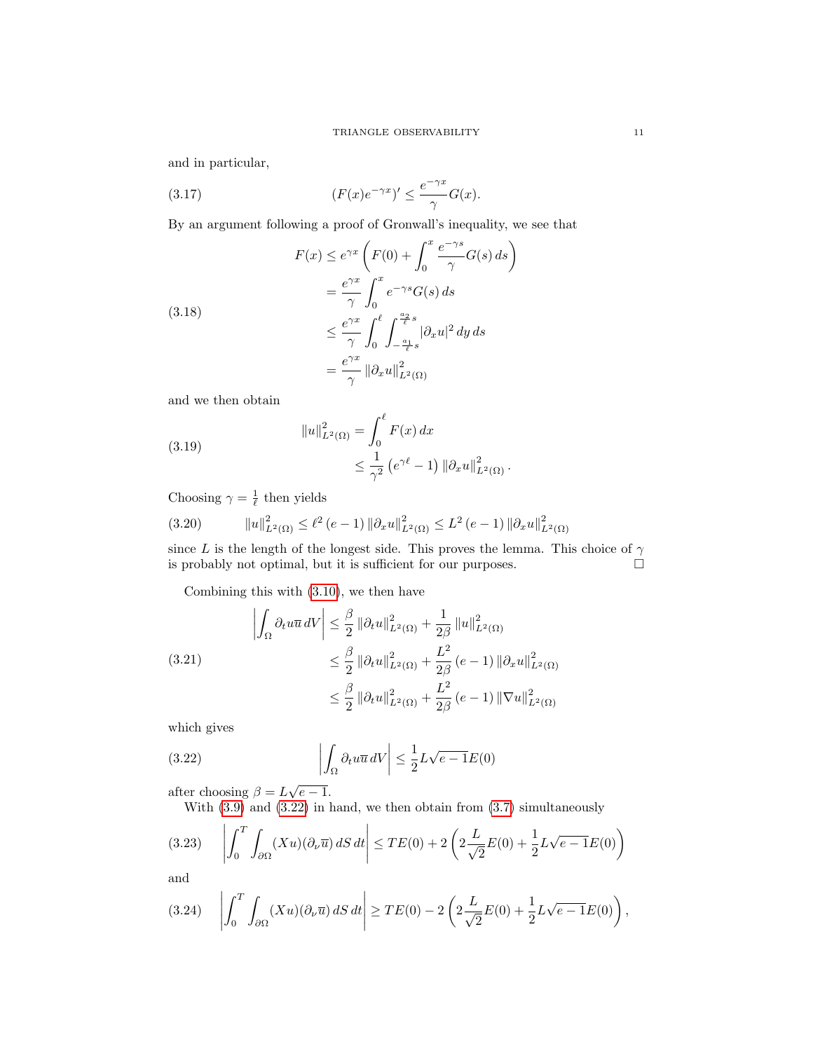and in particular,

$$
(F(x)e^{-\gamma x})' \leq \frac{e^{-\gamma x}}{\gamma} G(x). \tag{3.17}
$$

By an argument following a proof of Gronwall's inequality, we see that

$$
\begin{aligned}
F(x) &\leq e^{\gamma x} \left( F(0) + \int_0^x \frac{e^{-\gamma s}}{\gamma} G(s)\, ds \right) \\
&= \frac{e^{\gamma x}}{\gamma} \int_0^x e^{-\gamma s} G(s)\, ds \\
&\leq \frac{e^{\gamma x}}{\gamma} \int_0^\ell \int_{-\frac{a_1}{\ell}s}^{\frac{a_2}{\ell}s} |\partial_x u|^2 \, dy\, ds \\
&= \frac{e^{\gamma x}}{\gamma} \left\| \partial_x u \right\|_{L^2(\Omega)}^2
\end{aligned} \tag{3.18}
$$

and we then obtain

$$
\begin{aligned}
\left\| u \right\|_{L^2(\Omega)}^2 &= \int_0^\ell F(x)\, dx \\
&\leq \frac{1}{\gamma^2} \left( e^{\gamma \ell} - 1 \right) \left\| \partial_x u \right\|_{L^2(\Omega)}^2 .
\end{aligned} \tag{3.19}
$$

Choosing $\gamma = \frac{1}{\ell}$ then yields

$$
\left\| u \right\|_{L^2(\Omega)}^2 \leq \ell^2 (e-1) \left\| \partial_x u \right\|_{L^2(\Omega)}^2 \leq L^2 (e-1) \left\| \partial_x u \right\|_{L^2(\Omega)}^2 \tag{3.20}
$$

since $L$ is the length of the longest side. This proves the lemma. This choice of $\gamma$ is probably not optimal, but it is sufficient for our purposes. □

Combining this with (3.10), we then have

$$
\begin{aligned}
\left| \int_\Omega \partial_t u \overline{u}\, dV \right| &\leq \frac{\beta}{2} \left\| \partial_t u \right\|_{L^2(\Omega)}^2 + \frac{1}{2\beta} \left\| u \right\|_{L^2(\Omega)}^2 \\
&\leq \frac{\beta}{2} \left\| \partial_t u \right\|_{L^2(\Omega)}^2 + \frac{L^2}{2\beta} (e-1) \left\| \partial_x u \right\|_{L^2(\Omega)}^2 \\
&\leq \frac{\beta}{2} \left\| \partial_t u \right\|_{L^2(\Omega)}^2 + \frac{L^2}{2\beta} (e-1) \left\| \nabla u \right\|_{L^2(\Omega)}^2
\end{aligned} \tag{3.21}
$$

which gives

$$
\left| \int_\Omega \partial_t u \overline{u}\, dV \right| \leq \frac{1}{2} L \sqrt{e-1} E(0) \tag{3.22}
$$

after choosing $\beta = L\sqrt{e-1}$.

With (3.9) and (3.22) in hand, we then obtain from (3.7) simultaneously

$$
\left| \int_0^T \int_{\partial\Omega} (Xu)(\partial_\nu \overline{u})\, dS\, dt \right| \leq TE(0) + 2\left( 2\frac{L}{\sqrt{2}} E(0) + \frac{1}{2} L\sqrt{e-1} E(0) \right) \tag{3.23}
$$

and

$$
\left| \int_0^T \int_{\partial\Omega} (Xu)(\partial_\nu \overline{u})\, dS\, dt \right| \geq TE(0) - 2\left( 2\frac{L}{\sqrt{2}} E(0) + \frac{1}{2} L\sqrt{e-1} E(0) \right), \tag{3.24}
$$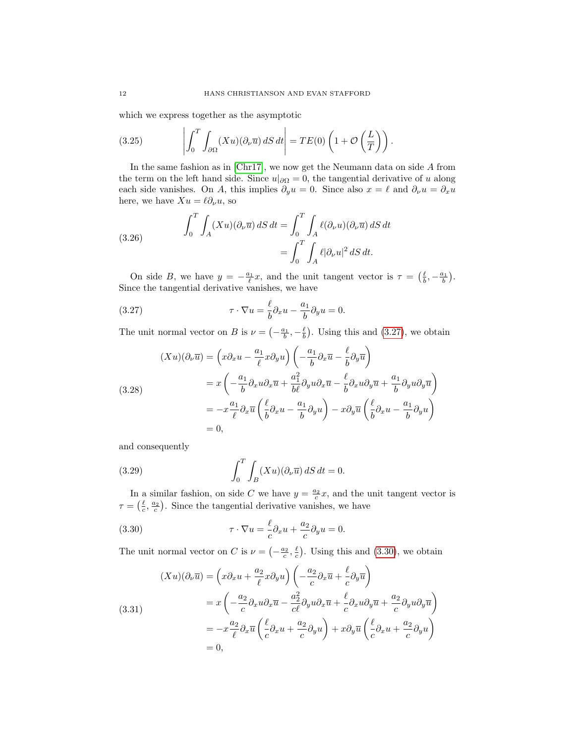which we express together as the asymptotic

$$\left|\int_0^T \int_{\partial\Omega} (Xu)(\partial_\nu \overline{u})\, dS\, dt\right| = TE(0)\left(1 + \mathcal{O}\left(\frac{L}{T}\right)\right). \tag{3.25}$$

In the same fashion as in [Chr17], we now get the Neumann data on side $A$ from the term on the left hand side. Since $u|_{\partial\Omega} = 0$, the tangential derivative of $u$ along each side vanishes. On $A$, this implies $\partial_y u = 0$. Since also $x = \ell$ and $\partial_\nu u = \partial_x u$ here, we have $Xu = \ell \partial_\nu u$, so

$$\begin{aligned}\int_0^T \int_A (Xu)(\partial_\nu \overline{u})\, dS\, dt &= \int_0^T \int_A \ell (\partial_\nu u)(\partial_\nu \overline{u})\, dS\, dt \\ &= \int_0^T \int_A \ell |\partial_\nu u|^2\, dS\, dt.\end{aligned} \tag{3.26}$$

On side $B$, we have $y = -\frac{a_1}{\ell} x$, and the unit tangent vector is $\tau = \left(\frac{\ell}{b}, -\frac{a_1}{b}\right)$. Since the tangential derivative vanishes, we have

$$\tau \cdot \nabla u = \frac{\ell}{b}\partial_x u - \frac{a_1}{b}\partial_y u = 0. \tag{3.27}$$

The unit normal vector on $B$ is $\nu = \left(-\frac{a_1}{b}, -\frac{\ell}{b}\right)$. Using this and (3.27), we obtain

$$\begin{aligned}(Xu)(\partial_\nu \overline{u}) &= \left(x\partial_x u - \frac{a_1}{\ell} x \partial_y u\right)\left(-\frac{a_1}{b}\partial_x \overline{u} - \frac{\ell}{b}\partial_y \overline{u}\right) \\ &= x\left(-\frac{a_1}{b}\partial_x u \partial_x \overline{u} + \frac{a_1^2}{b\ell}\partial_y u \partial_x \overline{u} - \frac{\ell}{b}\partial_x u \partial_y \overline{u} + \frac{a_1}{b}\partial_y u \partial_y \overline{u}\right) \\ &= -x\frac{a_1}{\ell}\partial_x \overline{u}\left(\frac{\ell}{b}\partial_x u - \frac{a_1}{b}\partial_y u\right) - x\partial_y \overline{u}\left(\frac{\ell}{b}\partial_x u - \frac{a_1}{b}\partial_y u\right) \\ &= 0,\end{aligned} \tag{3.28}$$

and consequently

$$\int_0^T \int_B (Xu)(\partial_\nu \overline{u})\, dS\, dt = 0. \tag{3.29}$$

In a similar fashion, on side $C$ we have $y = \frac{a_2}{c} x$, and the unit tangent vector is $\tau = \left(\frac{\ell}{c}, \frac{a_2}{c}\right)$. Since the tangential derivative vanishes, we have

$$\tau \cdot \nabla u = \frac{\ell}{c}\partial_x u + \frac{a_2}{c}\partial_y u = 0. \tag{3.30}$$

The unit normal vector on $C$ is $\nu = \left(-\frac{a_2}{c}, \frac{\ell}{c}\right)$. Using this and (3.30), we obtain

$$\begin{aligned}(Xu)(\partial_\nu \overline{u}) &= \left(x\partial_x u + \frac{a_2}{\ell} x \partial_y u\right)\left(-\frac{a_2}{c}\partial_x \overline{u} + \frac{\ell}{c}\partial_y \overline{u}\right) \\ &= x\left(-\frac{a_2}{c}\partial_x u \partial_x \overline{u} - \frac{a_2^2}{c\ell}\partial_y u \partial_x \overline{u} + \frac{\ell}{c}\partial_x u \partial_y \overline{u} + \frac{a_2}{c}\partial_y u \partial_y \overline{u}\right) \\ &= -x\frac{a_2}{\ell}\partial_x \overline{u}\left(\frac{\ell}{c}\partial_x u + \frac{a_2}{c}\partial_y u\right) + x\partial_y \overline{u}\left(\frac{\ell}{c}\partial_x u + \frac{a_2}{c}\partial_y u\right) \\ &= 0,\end{aligned} \tag{3.31}$$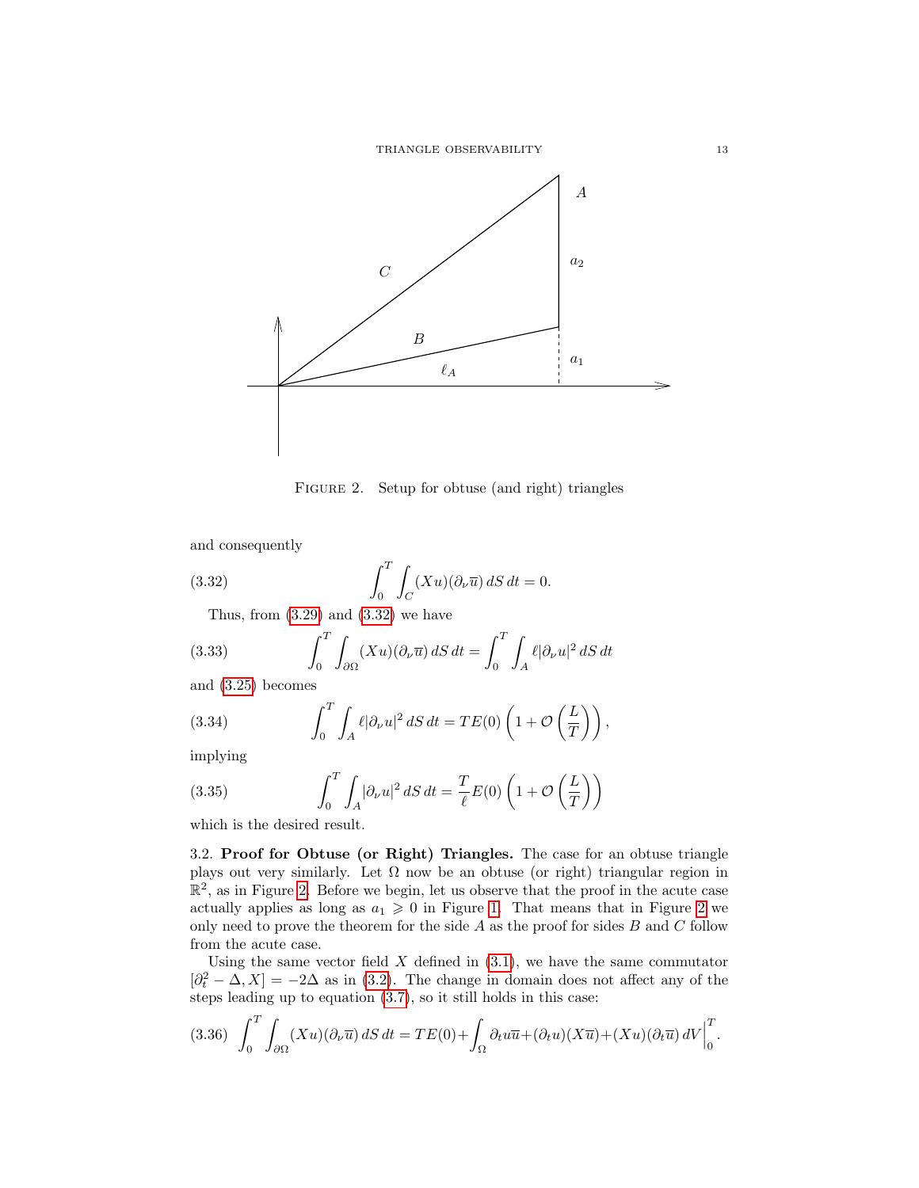FIGURE 2. Setup for obtuse (and right) triangles

and consequently

$$\int_0^T \int_C (Xu)(\partial_\nu \overline{u})\, dS\, dt = 0. \tag{3.32}$$

Thus, from (3.29) and (3.32) we have

$$\int_0^T \int_{\partial\Omega} (Xu)(\partial_\nu \overline{u})\, dS\, dt = \int_0^T \int_A \ell |\partial_\nu u|^2\, dS\, dt \tag{3.33}$$

and (3.25) becomes

$$\int_0^T \int_A \ell |\partial_\nu u|^2\, dS\, dt = TE(0)\left(1 + \mathcal{O}\left(\frac{L}{T}\right)\right), \tag{3.34}$$

implying

$$\int_0^T \int_A |\partial_\nu u|^2\, dS\, dt = \frac{T}{\ell} E(0)\left(1 + \mathcal{O}\left(\frac{L}{T}\right)\right) \tag{3.35}$$

which is the desired result.

### 3.2. Proof for Obtuse (or Right) Triangles.

The case for an obtuse triangle plays out very similarly. Let $\Omega$ now be an obtuse (or right) triangular region in $\mathbb{R}^2$, as in Figure 2. Before we begin, let us observe that the proof in the acute case actually applies as long as $a_1 \geqslant 0$ in Figure 1. That means that in Figure 2 we only need to prove the theorem for the side $A$ as the proof for sides $B$ and $C$ follow from the acute case.

Using the same vector field $X$ defined in (3.1), we have the same commutator $[\partial_t^2 - \Delta, X] = -2\Delta$ as in (3.2). The change in domain does not affect any of the steps leading up to equation (3.7), so it still holds in this case:

$$\int_0^T \int_{\partial\Omega} (Xu)(\partial_\nu \overline{u})\, dS\, dt = TE(0) + \int_\Omega \partial_t u \overline{u} + (\partial_t u)(X\overline{u}) + (Xu)(\partial_t \overline{u})\, dV \Big|_0^T. \tag{3.36}$$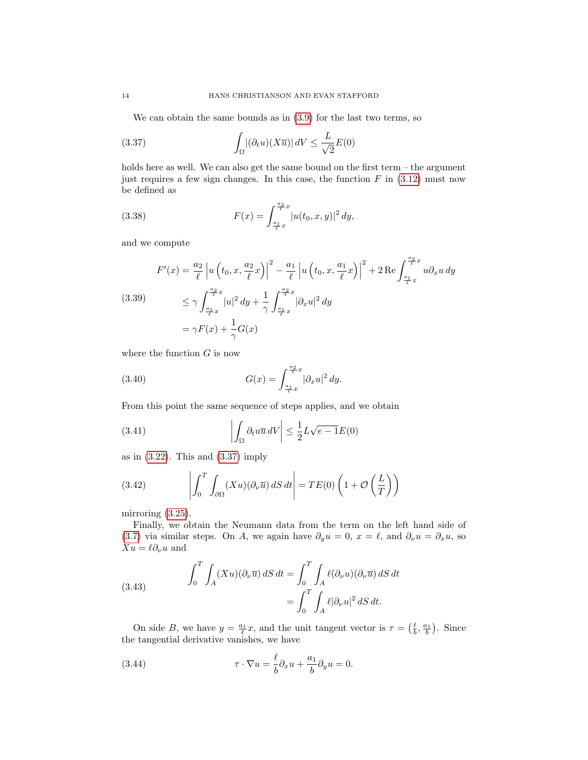We can obtain the same bounds as in (3.9) for the last two terms, so

$$\int_\Omega |(\partial_t u)(X\overline{u})|\, dV \leq \frac{L}{\sqrt{2}} E(0) \tag{3.37}$$

holds here as well. We can also get the same bound on the first term – the argument just requires a few sign changes. In this case, the function $F$ in (3.12) must now be defined as

$$F(x) = \int_{\frac{a_1}{\ell}x}^{\frac{a_2}{\ell}x} |u(t_0, x, y)|^2\, dy, \tag{3.38}$$

and we compute

$$\begin{aligned} F'(x) &= \frac{a_2}{\ell}\left|u\left(t_0, x, \frac{a_2}{\ell}x\right)\right|^2 - \frac{a_1}{\ell}\left|u\left(t_0, x, \frac{a_1}{\ell}x\right)\right|^2 + 2\,\mathrm{Re}\int_{\frac{a_1}{\ell}x}^{\frac{a_2}{\ell}x} u\partial_x u\, dy \\ &\leq \gamma \int_{\frac{a_1}{\ell}x}^{\frac{a_2}{\ell}x} |u|^2\, dy + \frac{1}{\gamma}\int_{\frac{a_1}{\ell}x}^{\frac{a_2}{\ell}x} |\partial_x u|^2\, dy \\ &= \gamma F(x) + \frac{1}{\gamma} G(x) \end{aligned} \tag{3.39}$$

where the function $G$ is now

$$G(x) = \int_{\frac{a_1}{\ell}x}^{\frac{a_2}{\ell}x} |\partial_x u|^2\, dy. \tag{3.40}$$

From this point the same sequence of steps applies, and we obtain

$$\left|\int_\Omega \partial_t u \overline{u}\, dV\right| \leq \frac{1}{2} L\sqrt{e-1} E(0) \tag{3.41}$$

as in (3.22). This and (3.37) imply

$$\left|\int_0^T \int_{\partial\Omega} (Xu)(\partial_\nu \overline{u})\, dS\, dt\right| = TE(0)\left(1 + \mathcal{O}\left(\frac{L}{T}\right)\right) \tag{3.42}$$

mirroring (3.25).

Finally, we obtain the Neumann data from the term on the left hand side of (3.7) via similar steps. On $A$, we again have $\partial_y u = 0$, $x = \ell$, and $\partial_\nu u = \partial_x u$, so $Xu = \ell\partial_\nu u$ and

$$\begin{aligned} \int_0^T \int_A (Xu)(\partial_\nu \overline{u})\, dS\, dt &= \int_0^T \int_A \ell(\partial_\nu u)(\partial_\nu \overline{u})\, dS\, dt \\ &= \int_0^T \int_A \ell|\partial_\nu u|^2\, dS\, dt. \end{aligned} \tag{3.43}$$

On side $B$, we have $y = \frac{a_1}{\ell}x$, and the unit tangent vector is $\tau = \left(\frac{\ell}{b}, \frac{a_1}{b}\right)$. Since the tangential derivative vanishes, we have

$$\tau \cdot \nabla u = \frac{\ell}{b}\partial_x u + \frac{a_1}{b}\partial_y u = 0. \tag{3.44}$$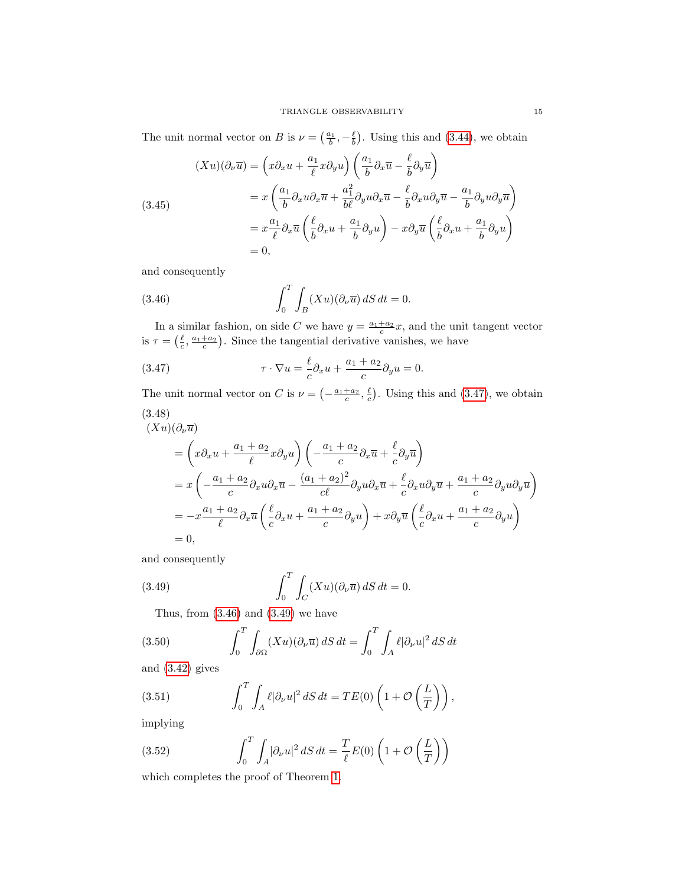The unit normal vector on $B$ is $\nu = \left(\frac{a_1}{b}, -\frac{\ell}{b}\right)$. Using this and (3.44), we obtain

$$
\begin{aligned}
(Xu)(\partial_\nu \overline{u}) &= \left(x\partial_x u + \frac{a_1}{\ell} x \partial_y u\right)\left(\frac{a_1}{b}\partial_x \overline{u} - \frac{\ell}{b}\partial_y \overline{u}\right) \\
&= x\left(\frac{a_1}{b}\partial_x u \partial_x \overline{u} + \frac{a_1^2}{b\ell}\partial_y u \partial_x \overline{u} - \frac{\ell}{b}\partial_x u \partial_y \overline{u} - \frac{a_1}{b}\partial_y u \partial_y \overline{u}\right) \\
&= x\frac{a_1}{\ell}\partial_x \overline{u}\left(\frac{\ell}{b}\partial_x u + \frac{a_1}{b}\partial_y u\right) - x\partial_y \overline{u}\left(\frac{\ell}{b}\partial_x u + \frac{a_1}{b}\partial_y u\right) \\
&= 0,
\end{aligned} \tag{3.45}
$$

and consequently

$$
\int_0^T \int_B (Xu)(\partial_\nu \overline{u})\, dS\, dt = 0. \tag{3.46}
$$

In a similar fashion, on side $C$ we have $y = \frac{a_1+a_2}{c}x$, and the unit tangent vector is $\tau = \left(\frac{\ell}{c}, \frac{a_1+a_2}{c}\right)$. Since the tangential derivative vanishes, we have

$$
\tau \cdot \nabla u = \frac{\ell}{c}\partial_x u + \frac{a_1+a_2}{c}\partial_y u = 0. \tag{3.47}
$$

The unit normal vector on $C$ is $\nu = \left(-\frac{a_1+a_2}{c}, \frac{\ell}{c}\right)$. Using this and (3.47), we obtain

$$
\begin{aligned}
&(Xu)(\partial_\nu \overline{u}) \\
&= \left(x\partial_x u + \frac{a_1+a_2}{\ell}x\partial_y u\right)\left(-\frac{a_1+a_2}{c}\partial_x \overline{u} + \frac{\ell}{c}\partial_y \overline{u}\right) \\
&= x\left(-\frac{a_1+a_2}{c}\partial_x u \partial_x \overline{u} - \frac{(a_1+a_2)^2}{c\ell}\partial_y u \partial_x \overline{u} + \frac{\ell}{c}\partial_x u \partial_y \overline{u} + \frac{a_1+a_2}{c}\partial_y u \partial_y \overline{u}\right) \\
&= -x\frac{a_1+a_2}{\ell}\partial_x \overline{u}\left(\frac{\ell}{c}\partial_x u + \frac{a_1+a_2}{c}\partial_y u\right) + x\partial_y \overline{u}\left(\frac{\ell}{c}\partial_x u + \frac{a_1+a_2}{c}\partial_y u\right) \\
&= 0,
\end{aligned} \tag{3.48}
$$

and consequently

$$
\int_0^T \int_C (Xu)(\partial_\nu \overline{u})\, dS\, dt = 0. \tag{3.49}
$$

Thus, from (3.46) and (3.49) we have

$$
\int_0^T \int_{\partial\Omega} (Xu)(\partial_\nu \overline{u})\, dS\, dt = \int_0^T \int_A \ell |\partial_\nu u|^2\, dS\, dt \tag{3.50}
$$

and (3.42) gives

$$
\int_0^T \int_A \ell |\partial_\nu u|^2\, dS\, dt = TE(0)\left(1 + \mathcal{O}\left(\frac{L}{T}\right)\right), \tag{3.51}
$$

implying

$$
\int_0^T \int_A |\partial_\nu u|^2\, dS\, dt = \frac{T}{\ell}E(0)\left(1 + \mathcal{O}\left(\frac{L}{T}\right)\right) \tag{3.52}
$$

which completes the proof of Theorem 1.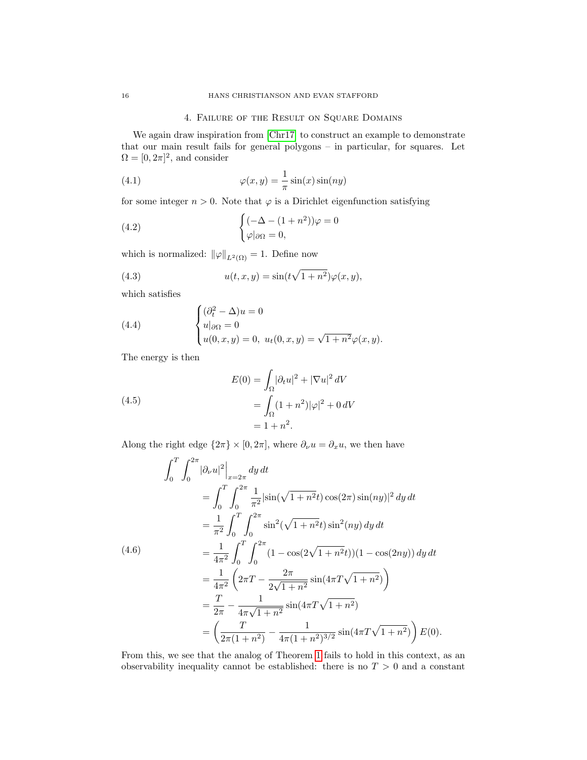## 4. Failure of the Result on Square Domains

We again draw inspiration from [Chr17] to construct an example to demonstrate that our main result fails for general polygons – in particular, for squares. Let $\Omega = [0, 2\pi]^2$, and consider

$$\varphi(x, y) = \frac{1}{\pi} \sin(x) \sin(ny) \tag{4.1}$$

for some integer $n > 0$. Note that $\varphi$ is a Dirichlet eigenfunction satisfying

$$\begin{cases} (-\Delta - (1 + n^2))\varphi = 0 \\ \varphi|_{\partial\Omega} = 0, \end{cases} \tag{4.2}$$

which is normalized: $\|\varphi\|_{L^2(\Omega)} = 1$. Define now

$$u(t, x, y) = \sin(t\sqrt{1 + n^2})\varphi(x, y), \tag{4.3}$$

which satisfies

$$\begin{cases} (\partial_t^2 - \Delta)u = 0 \\ u|_{\partial\Omega} = 0 \\ u(0, x, y) = 0, \ u_t(0, x, y) = \sqrt{1 + n^2}\varphi(x, y). \end{cases} \tag{4.4}$$

The energy is then

$$\begin{aligned} E(0) &= \int_\Omega |\partial_t u|^2 + |\nabla u|^2 \, dV \\ &= \int_\Omega (1 + n^2)|\varphi|^2 + 0 \, dV \\ &= 1 + n^2. \end{aligned} \tag{4.5}$$

Along the right edge $\{2\pi\} \times [0, 2\pi]$, where $\partial_\nu u = \partial_x u$, we then have

$$\begin{aligned} &\int_0^T \int_0^{2\pi} |\partial_\nu u|^2 \Big|_{x=2\pi} dy \, dt \\ &\quad = \int_0^T \int_0^{2\pi} \frac{1}{\pi^2} |\sin(\sqrt{1 + n^2}t) \cos(2\pi) \sin(ny)|^2 \, dy \, dt \\ &\quad = \frac{1}{\pi^2} \int_0^T \int_0^{2\pi} \sin^2(\sqrt{1 + n^2}t) \sin^2(ny) \, dy \, dt \\ &\quad = \frac{1}{4\pi^2} \int_0^T \int_0^{2\pi} (1 - \cos(2\sqrt{1 + n^2}t))(1 - \cos(2ny)) \, dy \, dt \\ &\quad = \frac{1}{4\pi^2} \left( 2\pi T - \frac{2\pi}{2\sqrt{1 + n^2}} \sin(4\pi T\sqrt{1 + n^2}) \right) \\ &\quad = \frac{T}{2\pi} - \frac{1}{4\pi\sqrt{1 + n^2}} \sin(4\pi T\sqrt{1 + n^2}) \\ &\quad = \left( \frac{T}{2\pi(1 + n^2)} - \frac{1}{4\pi(1 + n^2)^{3/2}} \sin(4\pi T\sqrt{1 + n^2}) \right) E(0). \end{aligned} \tag{4.6}$$

From this, we see that the analog of Theorem 1 fails to hold in this context, as an observability inequality cannot be established: there is no $T > 0$ and a constant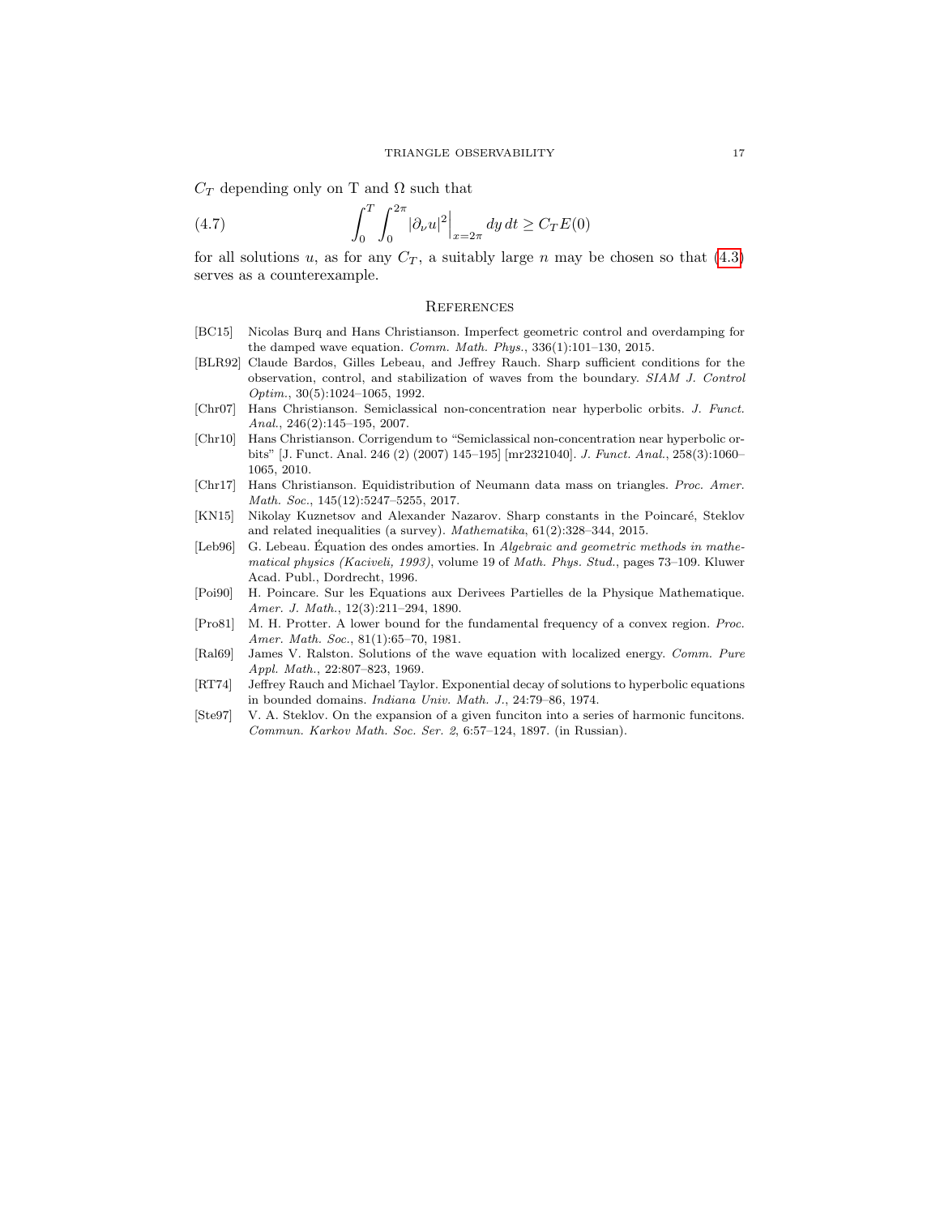$C_T$ depending only on T and $\Omega$ such that

$$\int_0^T \int_0^{2\pi} |\partial_\nu u|^2 \Big|_{x=2\pi} dy\, dt \geq C_T E(0) \tag{4.7}$$

for all solutions $u$, as for any $C_T$, a suitably large $n$ may be chosen so that (4.3) serves as a counterexample.

## References

[BC15] Nicolas Burq and Hans Christianson. Imperfect geometric control and overdamping for the damped wave equation. *Comm. Math. Phys.*, 336(1):101–130, 2015.

[BLR92] Claude Bardos, Gilles Lebeau, and Jeffrey Rauch. Sharp sufficient conditions for the observation, control, and stabilization of waves from the boundary. *SIAM J. Control Optim.*, 30(5):1024–1065, 1992.

[Chr07] Hans Christianson. Semiclassical non-concentration near hyperbolic orbits. *J. Funct. Anal.*, 246(2):145–195, 2007.

[Chr10] Hans Christianson. Corrigendum to "Semiclassical non-concentration near hyperbolic orbits" [J. Funct. Anal. 246 (2) (2007) 145–195] [mr2321040]. *J. Funct. Anal.*, 258(3):1060–1065, 2010.

[Chr17] Hans Christianson. Equidistribution of Neumann data mass on triangles. *Proc. Amer. Math. Soc.*, 145(12):5247–5255, 2017.

[KN15] Nikolay Kuznetsov and Alexander Nazarov. Sharp constants in the Poincaré, Steklov and related inequalities (a survey). *Mathematika*, 61(2):328–344, 2015.

[Leb96] G. Lebeau. Équation des ondes amorties. In *Algebraic and geometric methods in mathematical physics (Kaciveli, 1993)*, volume 19 of *Math. Phys. Stud.*, pages 73–109. Kluwer Acad. Publ., Dordrecht, 1996.

[Poi90] H. Poincare. Sur les Equations aux Derivees Partielles de la Physique Mathematique. *Amer. J. Math.*, 12(3):211–294, 1890.

[Pro81] M. H. Protter. A lower bound for the fundamental frequency of a convex region. *Proc. Amer. Math. Soc.*, 81(1):65–70, 1981.

[Ral69] James V. Ralston. Solutions of the wave equation with localized energy. *Comm. Pure Appl. Math.*, 22:807–823, 1969.

[RT74] Jeffrey Rauch and Michael Taylor. Exponential decay of solutions to hyperbolic equations in bounded domains. *Indiana Univ. Math. J.*, 24:79–86, 1974.

[Ste97] V. A. Steklov. On the expansion of a given funciton into a series of harmonic funcitons. *Commun. Karkov Math. Soc. Ser. 2*, 6:57–124, 1897. (in Russian).